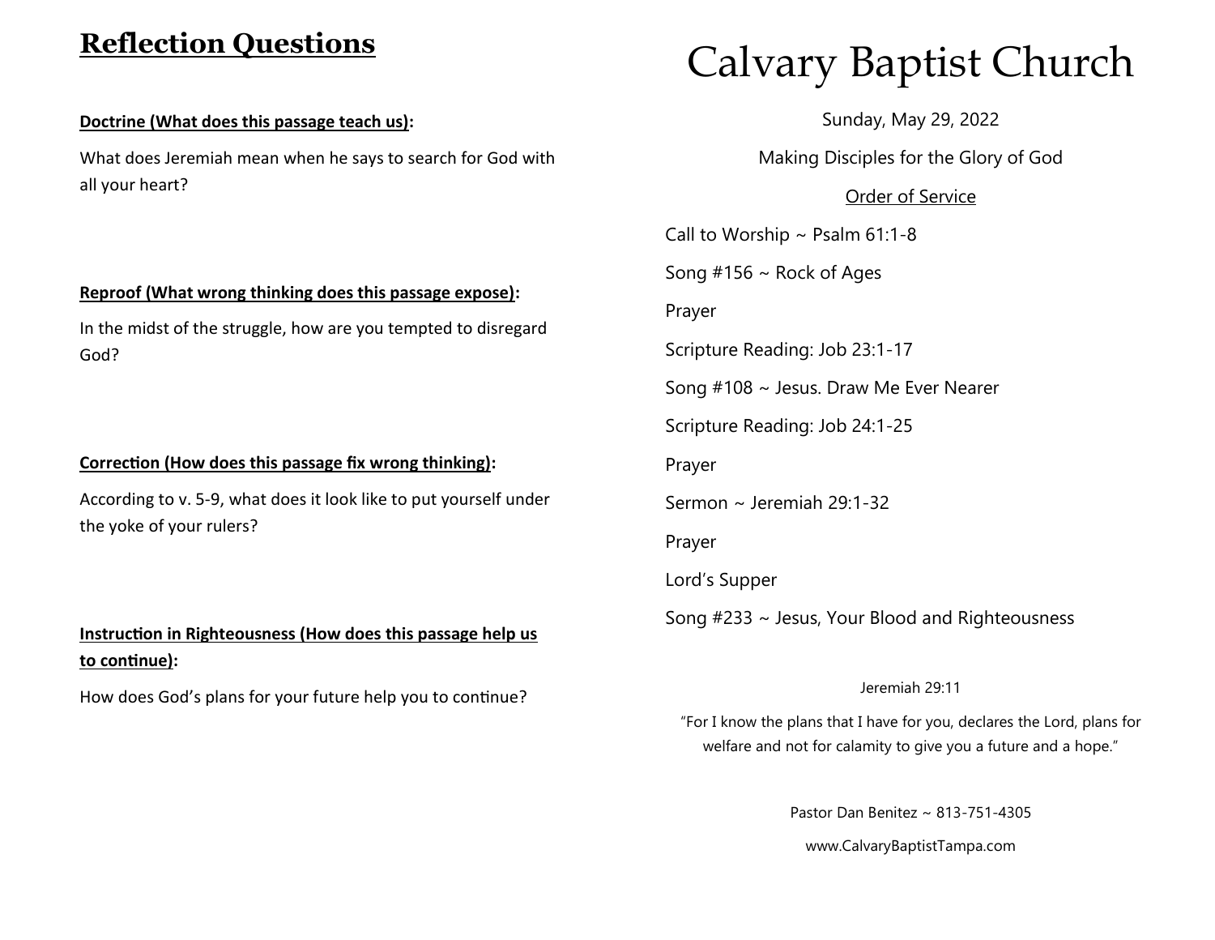## Reflection Questions

**Doctrine (What does this passage teach us):**

What does Jeremiah mean when he says to search for God with all your heart?

**Reproof (What wrong thinking does this passage expose):**

In the midst of the struggle, how are you tempted to disregard God?

**Correction (How does this passage fix wrong thinking):**

According to v. 5-9, what does it look like to put yourself under the yoke of your rulers?

**Instruction in Righteousness (How does this passage help us to continue):**

How does God's plans for your future help you to continue?

# Calvary Baptist Church

Sunday, May 29, 2022

Making Disciples for the Glory of God

Order of Service

Call to Worship ~ Psalm 61:1-8

Song #156 ~ Rock of Ages

Prayer

Scripture Reading: Job 23:1-17

Song #108 ~ Jesus. Draw Me Ever Nearer

Scripture Reading: Job 24:1-25

Prayer

Sermon ~ Jeremiah 29:1-32

Prayer

Lord's Supper

Song #233 ~ Jesus, Your Blood and Righteousness

Jeremiah 29:11

"For I know the plans that I have for you, declares the Lord, plans for welfare and not for calamity to give you a future and a hope."

Pastor Dan Benitez ~ 813-751-4305

www.CalvaryBaptistTampa.com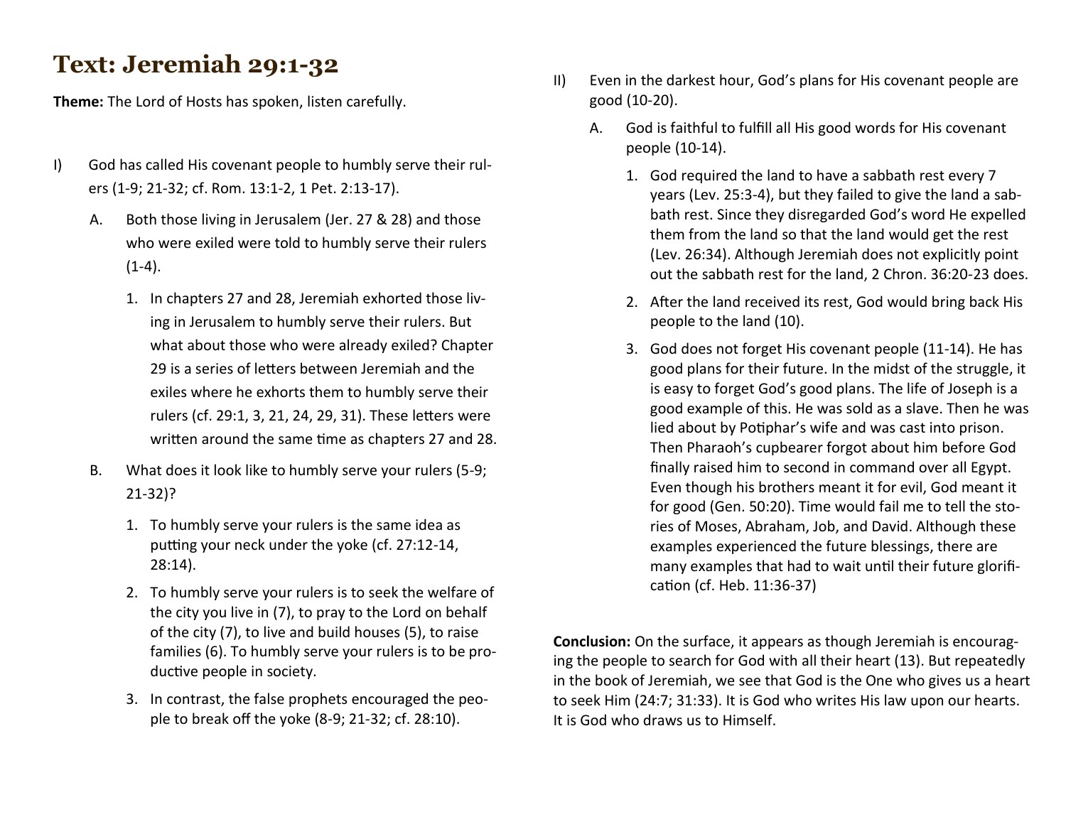# Text: Jeremiah 29:1-32

**Theme:** The Lord of Hosts has spoken, listen carefully.

I) God has called His covenant people to humbly serve their rulers (1-9; 21-32; cf. Rom. 13:1-2, 1 Pet. 2:13-17).

   A. Both those living in Jerusalem (Jer. 27 & 28) and those who were exiled were told to humbly serve their rulers (1-4).

      1. In chapters 27 and 28, Jeremiah exhorted those living in Jerusalem to humbly serve their rulers. But what about those who were already exiled? Chapter 29 is a series of letters between Jeremiah and the exiles where he exhorts them to humbly serve their rulers (cf. 29:1, 3, 21, 24, 29, 31). These letters were written around the same time as chapters 27 and 28.

   B. What does it look like to humbly serve your rulers (5-9; 21-32)?

      1. To humbly serve your rulers is the same idea as putting your neck under the yoke (cf. 27:12-14, 28:14).
      2. To humbly serve your rulers is to seek the welfare of the city you live in (7), to pray to the Lord on behalf of the city (7), to live and build houses (5), to raise families (6). To humbly serve your rulers is to be productive people in society.
      3. In contrast, the false prophets encouraged the people to break off the yoke (8-9; 21-32; cf. 28:10).

II) Even in the darkest hour, God's plans for His covenant people are good (10-20).

   A. God is faithful to fulfill all His good words for His covenant people (10-14).

      1. God required the land to have a sabbath rest every 7 years (Lev. 25:3-4), but they failed to give the land a sabbath rest. Since they disregarded God's word He expelled them from the land so that the land would get the rest (Lev. 26:34). Although Jeremiah does not explicitly point out the sabbath rest for the land, 2 Chron. 36:20-23 does.
      2. After the land received its rest, God would bring back His people to the land (10).
      3. God does not forget His covenant people (11-14). He has good plans for their future. In the midst of the struggle, it is easy to forget God's good plans. The life of Joseph is a good example of this. He was sold as a slave. Then he was lied about by Potiphar's wife and was cast into prison. Then Pharaoh's cupbearer forgot about him before God finally raised him to second in command over all Egypt. Even though his brothers meant it for evil, God meant it for good (Gen. 50:20). Time would fail me to tell the stories of Moses, Abraham, Job, and David. Although these examples experienced the future blessings, there are many examples that had to wait until their future glorification (cf. Heb. 11:36-37)

**Conclusion:** On the surface, it appears as though Jeremiah is encouraging the people to search for God with all their heart (13). But repeatedly in the book of Jeremiah, we see that God is the One who gives us a heart to seek Him (24:7; 31:33). It is God who writes His law upon our hearts. It is God who draws us to Himself.